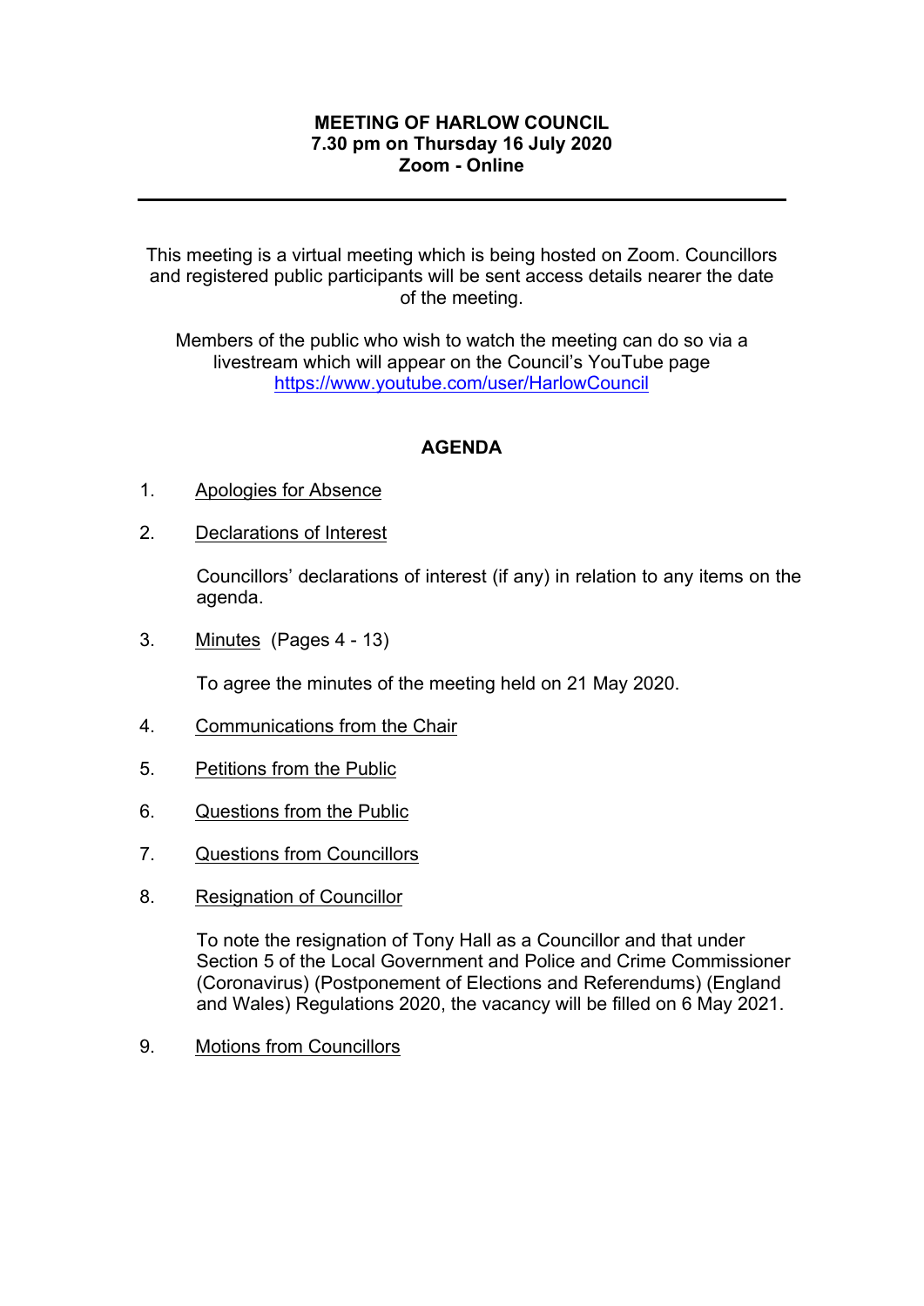**MEETING OF HARLOW COUNCIL**
**7.30 pm on Thursday 16 July 2020**
**Zoom - Online**

---

This meeting is a virtual meeting which is being hosted on Zoom. Councillors and registered public participants will be sent access details nearer the date of the meeting.

Members of the public who wish to watch the meeting can do so via a livestream which will appear on the Council's YouTube page https://www.youtube.com/user/HarlowCouncil

## AGENDA

1. Apologies for Absence

2. Declarations of Interest

   Councillors' declarations of interest (if any) in relation to any items on the agenda.

3. Minutes (Pages 4 - 13)

   To agree the minutes of the meeting held on 21 May 2020.

4. Communications from the Chair

5. Petitions from the Public

6. Questions from the Public

7. Questions from Councillors

8. Resignation of Councillor

   To note the resignation of Tony Hall as a Councillor and that under Section 5 of the Local Government and Police and Crime Commissioner (Coronavirus) (Postponement of Elections and Referendums) (England and Wales) Regulations 2020, the vacancy will be filled on 6 May 2021.

9. Motions from Councillors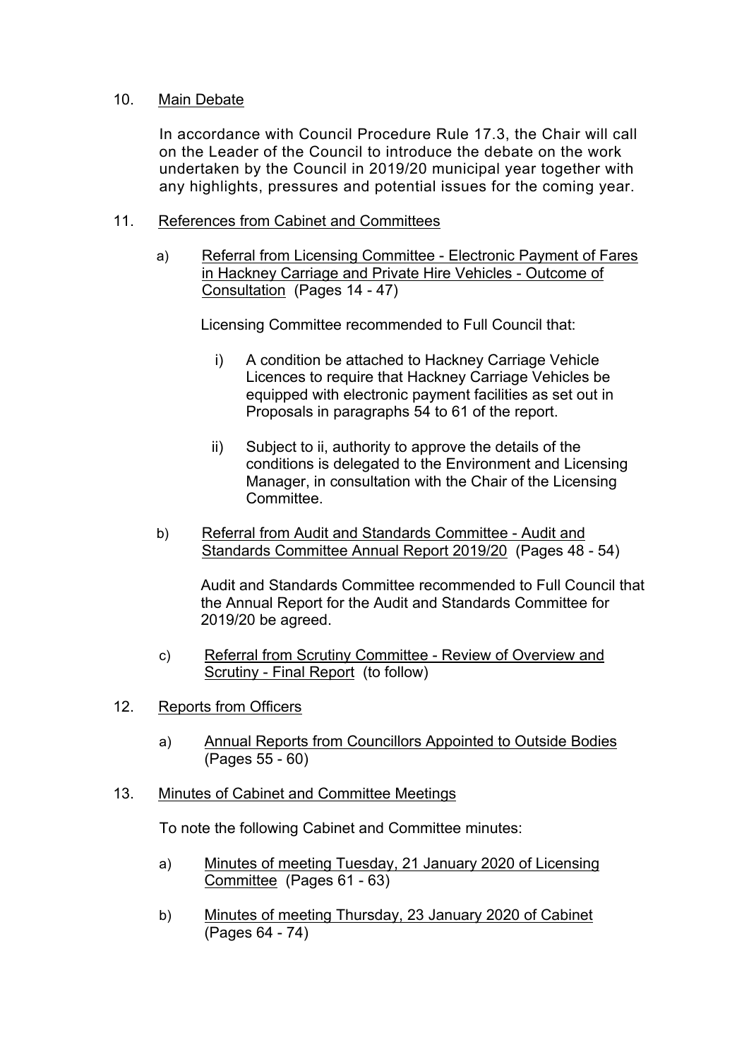10. Main Debate

    In accordance with Council Procedure Rule 17.3, the Chair will call on the Leader of the Council to introduce the debate on the work undertaken by the Council in 2019/20 municipal year together with any highlights, pressures and potential issues for the coming year.

11. References from Cabinet and Committees

    a) Referral from Licensing Committee - Electronic Payment of Fares in Hackney Carriage and Private Hire Vehicles - Outcome of Consultation (Pages 14 - 47)

       Licensing Committee recommended to Full Council that:

       i) A condition be attached to Hackney Carriage Vehicle Licences to require that Hackney Carriage Vehicles be equipped with electronic payment facilities as set out in Proposals in paragraphs 54 to 61 of the report.

       ii) Subject to ii, authority to approve the details of the conditions is delegated to the Environment and Licensing Manager, in consultation with the Chair of the Licensing Committee.

    b) Referral from Audit and Standards Committee - Audit and Standards Committee Annual Report 2019/20 (Pages 48 - 54)

       Audit and Standards Committee recommended to Full Council that the Annual Report for the Audit and Standards Committee for 2019/20 be agreed.

    c) Referral from Scrutiny Committee - Review of Overview and Scrutiny - Final Report (to follow)

12. Reports from Officers

    a) Annual Reports from Councillors Appointed to Outside Bodies (Pages 55 - 60)

13. Minutes of Cabinet and Committee Meetings

    To note the following Cabinet and Committee minutes:

    a) Minutes of meeting Tuesday, 21 January 2020 of Licensing Committee (Pages 61 - 63)

    b) Minutes of meeting Thursday, 23 January 2020 of Cabinet (Pages 64 - 74)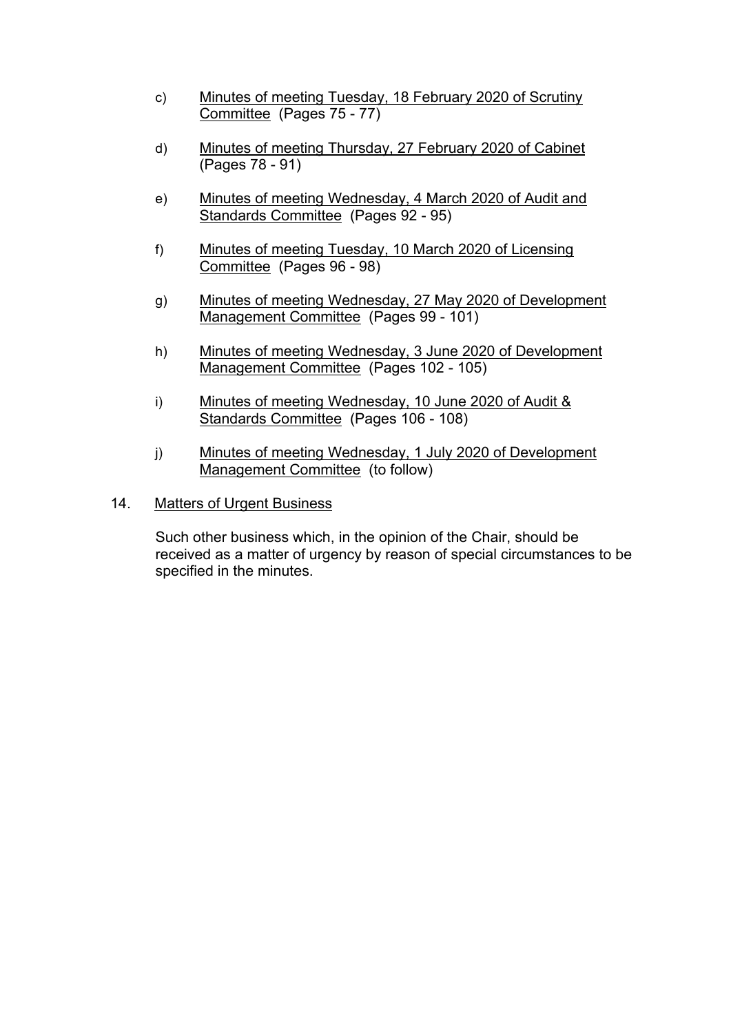c) Minutes of meeting Tuesday, 18 February 2020 of Scrutiny Committee (Pages 75 - 77)

d) Minutes of meeting Thursday, 27 February 2020 of Cabinet (Pages 78 - 91)

e) Minutes of meeting Wednesday, 4 March 2020 of Audit and Standards Committee (Pages 92 - 95)

f) Minutes of meeting Tuesday, 10 March 2020 of Licensing Committee (Pages 96 - 98)

g) Minutes of meeting Wednesday, 27 May 2020 of Development Management Committee (Pages 99 - 101)

h) Minutes of meeting Wednesday, 3 June 2020 of Development Management Committee (Pages 102 - 105)

i) Minutes of meeting Wednesday, 10 June 2020 of Audit & Standards Committee (Pages 106 - 108)

j) Minutes of meeting Wednesday, 1 July 2020 of Development Management Committee (to follow)

14. Matters of Urgent Business

Such other business which, in the opinion of the Chair, should be received as a matter of urgency by reason of special circumstances to be specified in the minutes.